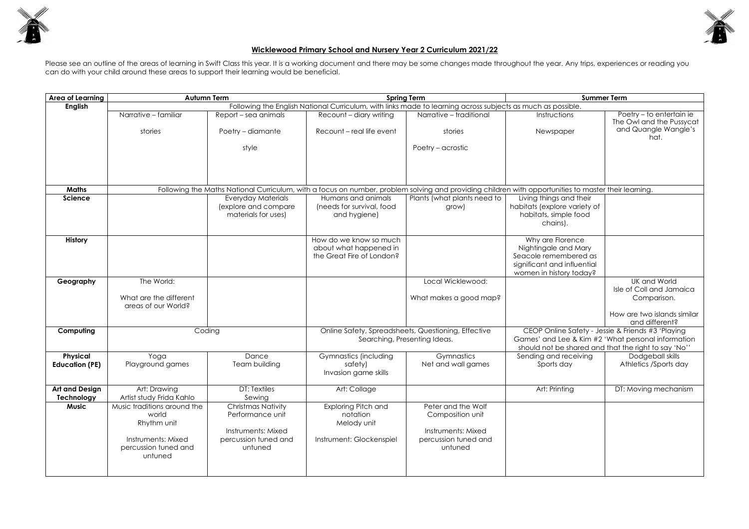# Wicklewood Primary School and Nursery Year 2 Curriculum 2021/22

Please see an outline of the areas of learning in Swift Class this year. It is a working document and there may be some changes made throughout the year. Any trips, experiences or reading you can do with your child around these areas to support their learning would be beneficial.

| Area of Learning | Autumn Term | | Spring Term | | Summer Term | |
|---|---|---|---|---|---|---|
| **English** | Following the English National Curriculum, with links made to learning across subjects as much as possible. | | | | | |
| | Narrative – familiar stories | Report – sea animals<br>Poetry – diamante style | Recount – diary writing<br>Recount – real life event | Narrative – traditional stories<br>Poetry – acrostic | Instructions<br>Newspaper | Poetry – to entertain ie The Owl and the Pussycat and Quangle Wangle's hat. |
| **Maths** | Following the Maths National Curriculum, with a focus on number, problem solving and providing children with opportunities to master their learning. | | | | | |
| **Science** | | Everyday Materials (explore and compare materials for uses) | Humans and animals (needs for survival, food and hygiene) | Plants (what plants need to grow) | Living things and their habitats (explore variety of habitats, simple food chains). | |
| **History** | | | How do we know so much about what happened in the Great Fire of London? | | Why are Florence Nightingale and Mary Seacole remembered as significant and influential women in history today? | |
| **Geography** | The World:<br>What are the different areas of our World? | | | Local Wicklewood:<br>What makes a good map? | | UK and World Isle of Coll and Jamaica Comparison.<br>How are two islands similar and different? |
| **Computing** | Coding | | Online Safety, Spreadsheets, Questioning, Effective Searching, Presenting Ideas. | | CEOP Online Safety - Jessie & Friends #3 'Playing Games' and Lee & Kim #2 'What personal information should not be shared and that the right to say 'No'' | |
| **Physical Education (PE)** | Yoga<br>Playground games | Dance<br>Team building | Gymnastics (including safety)<br>Invasion game skills | Gymnastics<br>Net and wall games | Sending and receiving<br>Sports day | Dodgeball skills<br>Athletics /Sports day |
| **Art and Design Technology** | Art: Drawing<br>Artist study Frida Kahlo | DT: Textiles<br>Sewing | Art: Collage | | Art: Printing | DT: Moving mechanism |
| **Music** | Music traditions around the world<br>Rhythm unit<br>Instruments: Mixed percussion tuned and untuned | Christmas Nativity<br>Performance unit<br>Instruments: Mixed percussion tuned and untuned | Exploring Pitch and notation<br>Melody unit<br>Instrument: Glockenspiel | Peter and the Wolf<br>Composition unit<br>Instruments: Mixed percussion tuned and untuned | | |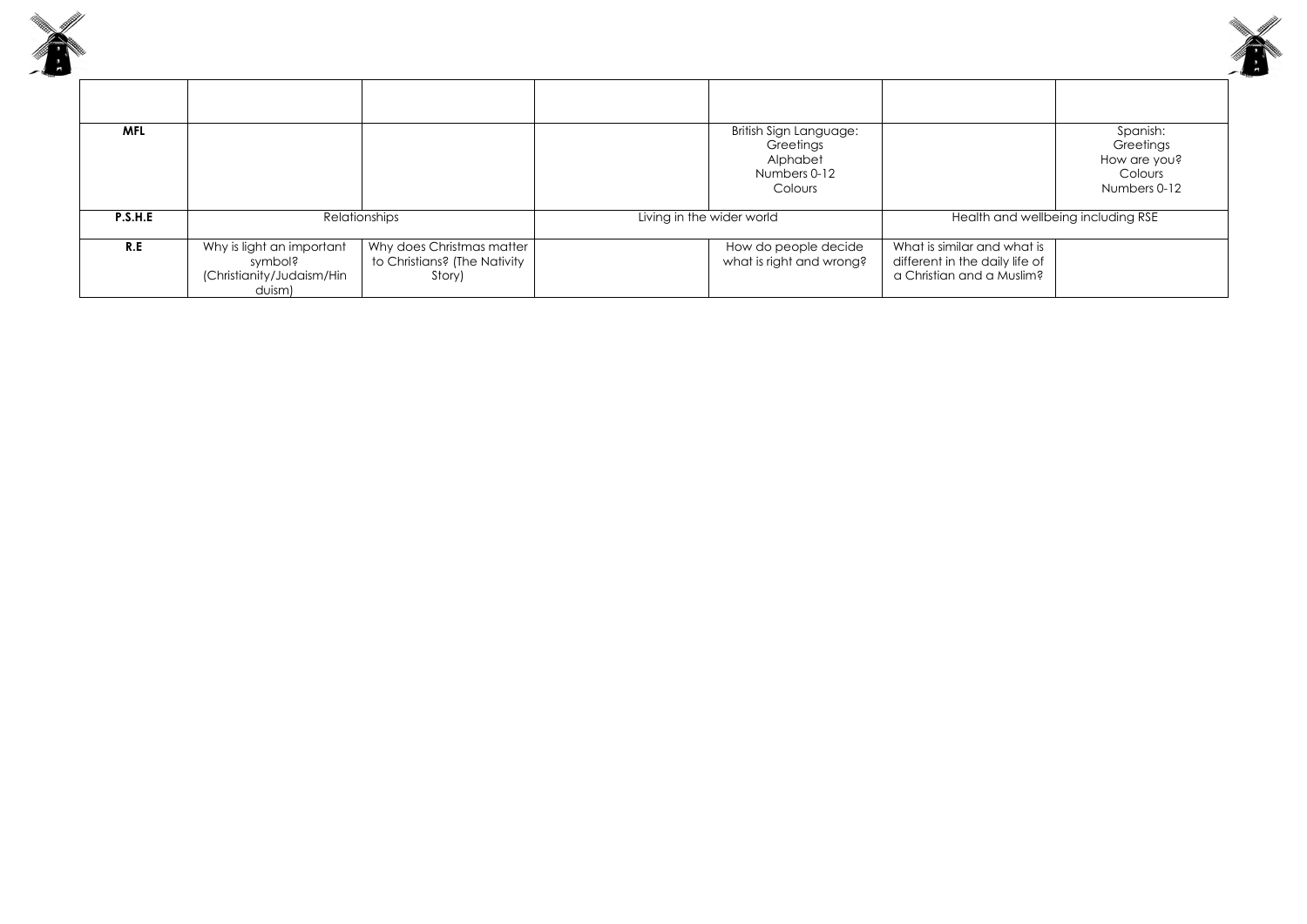| | | | | | | |
|---|---|---|---|---|---|---|
| | | | | | | |
| **MFL** | | | | British Sign Language: Greetings Alphabet Numbers 0-12 Colours | | Spanish: Greetings How are you? Colours Numbers 0-12 |
| **P.S.H.E** | Relationships | | Living in the wider world | | Health and wellbeing including RSE | |
| **R.E** | Why is light an important symbol? (Christianity/Judaism/Hinduism) | Why does Christmas matter to Christians? (The Nativity Story) | | How do people decide what is right and wrong? | What is similar and what is different in the daily life of a Christian and a Muslim? | |